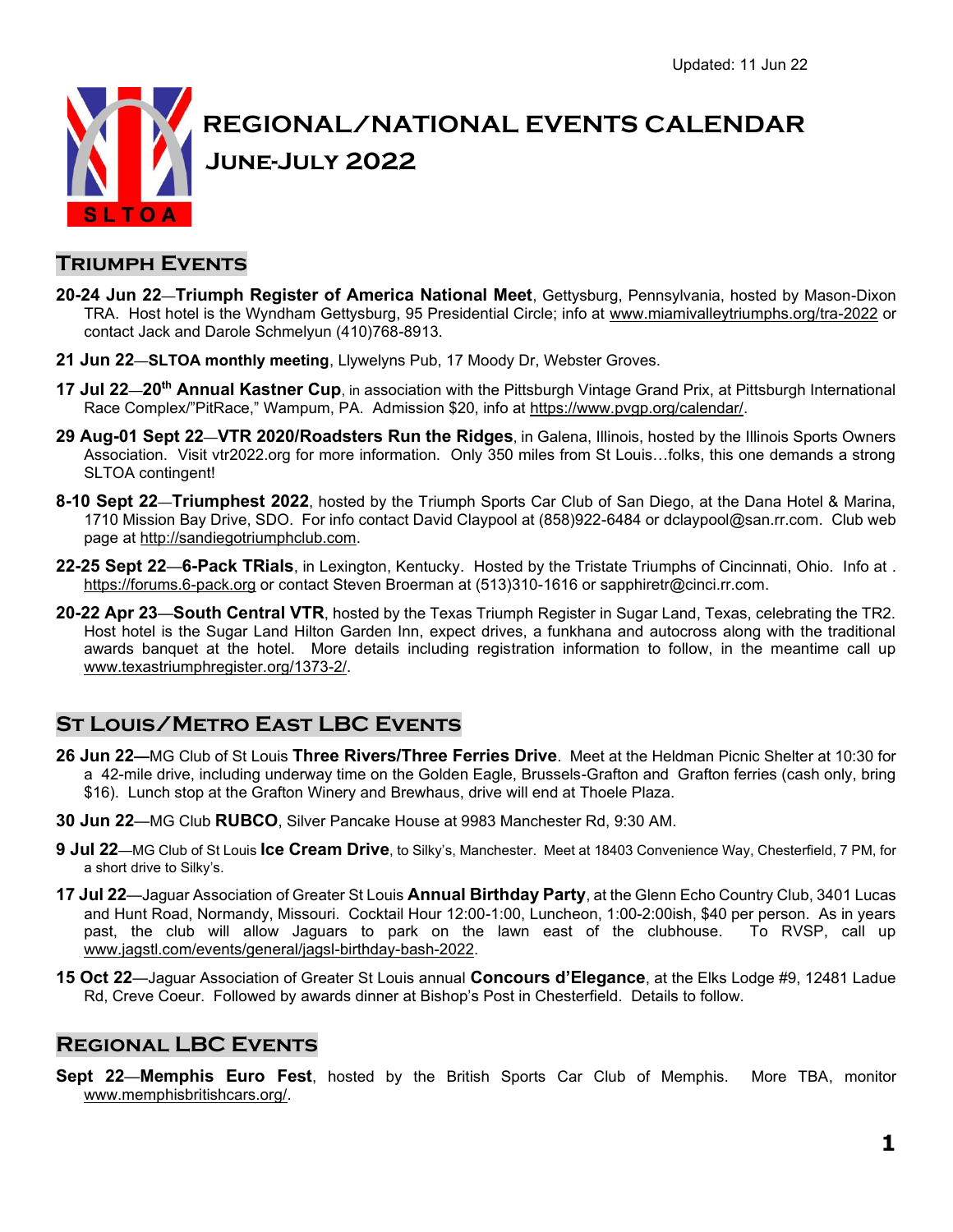Updated: 11 Jun 22

# REGIONAL/NATIONAL EVENTS CALENDAR
## JUNE-JULY 2022

## TRIUMPH EVENTS

**20-24 Jun 22**—**Triumph Register of America National Meet**, Gettysburg, Pennsylvania, hosted by Mason-Dixon TRA. Host hotel is the Wyndham Gettysburg, 95 Presidential Circle; info at www.miamivalleytriumphs.org/tra-2022 or contact Jack and Darole Schmelyun (410)768-8913.

**21 Jun 22**—**SLTOA monthly meeting**, Llywelyns Pub, 17 Moody Dr, Webster Groves.

**17 Jul 22**—**20th Annual Kastner Cup**, in association with the Pittsburgh Vintage Grand Prix, at Pittsburgh International Race Complex/"PitRace," Wampum, PA. Admission $20, info at https://www.pvgp.org/calendar/.

**29 Aug-01 Sept 22**—**VTR 2020/Roadsters Run the Ridges**, in Galena, Illinois, hosted by the Illinois Sports Owners Association. Visit vtr2022.org for more information. Only 350 miles from St Louis…folks, this one demands a strong SLTOA contingent!

**8-10 Sept 22**—**Triumphest 2022**, hosted by the Triumph Sports Car Club of San Diego, at the Dana Hotel & Marina, 1710 Mission Bay Drive, SDO. For info contact David Claypool at (858)922-6484 or dclaypool@san.rr.com. Club web page at http://sandiegotriumphclub.com.

**22-25 Sept 22**—**6-Pack TRials**, in Lexington, Kentucky. Hosted by the Tristate Triumphs of Cincinnati, Ohio. Info at . https://forums.6-pack.org or contact Steven Broerman at (513)310-1616 or sapphiretr@cinci.rr.com.

**20-22 Apr 23**—**South Central VTR**, hosted by the Texas Triumph Register in Sugar Land, Texas, celebrating the TR2. Host hotel is the Sugar Land Hilton Garden Inn, expect drives, a funkhana and autocross along with the traditional awards banquet at the hotel. More details including registration information to follow, in the meantime call up www.texastriumphregister.org/1373-2/.

## ST LOUIS/METRO EAST LBC EVENTS

**26 Jun 22—**MG Club of St Louis **Three Rivers/Three Ferries Drive**. Meet at the Heldman Picnic Shelter at 10:30 for a 42-mile drive, including underway time on the Golden Eagle, Brussels-Grafton and Grafton ferries (cash only, bring $16). Lunch stop at the Grafton Winery and Brewhaus, drive will end at Thoele Plaza.

**30 Jun 22**—MG Club **RUBCO**, Silver Pancake House at 9983 Manchester Rd, 9:30 AM.

**9 Jul 22**—MG Club of St Louis **Ice Cream Drive**, to Silky's, Manchester. Meet at 18403 Convenience Way, Chesterfield, 7 PM, for a short drive to Silky's.

**17 Jul 22**—Jaguar Association of Greater St Louis **Annual Birthday Party**, at the Glenn Echo Country Club, 3401 Lucas and Hunt Road, Normandy, Missouri. Cocktail Hour 12:00-1:00, Luncheon, 1:00-2:00ish, $40 per person. As in years past, the club will allow Jaguars to park on the lawn east of the clubhouse. To RVSP, call up www.jagstl.com/events/general/jagsl-birthday-bash-2022.

**15 Oct 22**—Jaguar Association of Greater St Louis annual **Concours d'Elegance**, at the Elks Lodge #9, 12481 Ladue Rd, Creve Coeur. Followed by awards dinner at Bishop's Post in Chesterfield. Details to follow.

## REGIONAL LBC EVENTS

**Sept 22**—**Memphis Euro Fest**, hosted by the British Sports Car Club of Memphis. More TBA, monitor www.memphisbritishcars.org/.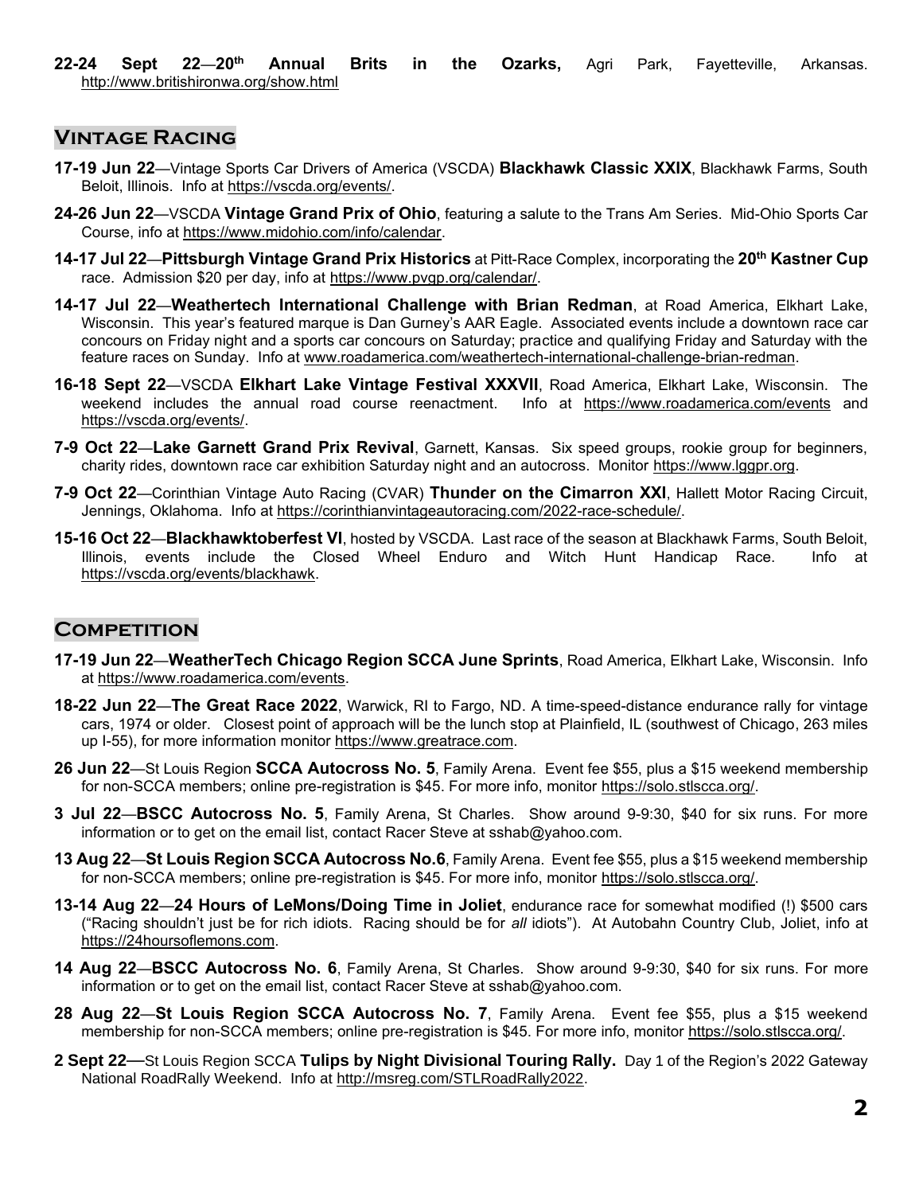**22-24 Sept 22**—**20th Annual Brits in the Ozarks,** Agri Park, Fayetteville, Arkansas. http://www.britishironwa.org/show.html

## Vintage Racing

- **17-19 Jun 22**—Vintage Sports Car Drivers of America (VSCDA) **Blackhawk Classic XXIX**, Blackhawk Farms, South Beloit, Illinois. Info at https://vscda.org/events/.
- **24-26 Jun 22**—VSCDA **Vintage Grand Prix of Ohio**, featuring a salute to the Trans Am Series. Mid-Ohio Sports Car Course, info at https://www.midohio.com/info/calendar.
- **14-17 Jul 22**—**Pittsburgh Vintage Grand Prix Historics** at Pitt-Race Complex, incorporating the **20th Kastner Cup** race. Admission $20 per day, info at https://www.pvgp.org/calendar/.
- **14-17 Jul 22**—**Weathertech International Challenge with Brian Redman**, at Road America, Elkhart Lake, Wisconsin. This year's featured marque is Dan Gurney's AAR Eagle. Associated events include a downtown race car concours on Friday night and a sports car concours on Saturday; practice and qualifying Friday and Saturday with the feature races on Sunday. Info at www.roadamerica.com/weathertech-international-challenge-brian-redman.
- **16-18 Sept 22**—VSCDA **Elkhart Lake Vintage Festival XXXVII**, Road America, Elkhart Lake, Wisconsin. The weekend includes the annual road course reenactment. Info at https://www.roadamerica.com/events and https://vscda.org/events/.
- **7-9 Oct 22**—**Lake Garnett Grand Prix Revival**, Garnett, Kansas. Six speed groups, rookie group for beginners, charity rides, downtown race car exhibition Saturday night and an autocross. Monitor https://www.lggpr.org.
- **7-9 Oct 22**—Corinthian Vintage Auto Racing (CVAR) **Thunder on the Cimarron XXI**, Hallett Motor Racing Circuit, Jennings, Oklahoma. Info at https://corinthianvintageautoracing.com/2022-race-schedule/.
- **15-16 Oct 22**—**Blackhawktoberfest VI**, hosted by VSCDA. Last race of the season at Blackhawk Farms, South Beloit, Illinois, events include the Closed Wheel Enduro and Witch Hunt Handicap Race. Info at https://vscda.org/events/blackhawk.

## Competition

- **17-19 Jun 22**—**WeatherTech Chicago Region SCCA June Sprints**, Road America, Elkhart Lake, Wisconsin. Info at https://www.roadamerica.com/events.
- **18-22 Jun 22**—**The Great Race 2022**, Warwick, RI to Fargo, ND. A time-speed-distance endurance rally for vintage cars, 1974 or older. Closest point of approach will be the lunch stop at Plainfield, IL (southwest of Chicago, 263 miles up I-55), for more information monitor https://www.greatrace.com.
- **26 Jun 22**—St Louis Region **SCCA Autocross No. 5**, Family Arena. Event fee $55, plus a $15 weekend membership for non-SCCA members; online pre-registration is $45. For more info, monitor https://solo.stlscca.org/.
- **3 Jul 22**—**BSCC Autocross No. 5**, Family Arena, St Charles. Show around 9-9:30, $40 for six runs. For more information or to get on the email list, contact Racer Steve at sshab@yahoo.com.
- **13 Aug 22**—**St Louis Region SCCA Autocross No.6**, Family Arena. Event fee $55, plus a $15 weekend membership for non-SCCA members; online pre-registration is $45. For more info, monitor https://solo.stlscca.org/.
- **13-14 Aug 22**—**24 Hours of LeMons/Doing Time in Joliet**, endurance race for somewhat modified (!) $500 cars ("Racing shouldn't just be for rich idiots. Racing should be for *all* idiots"). At Autobahn Country Club, Joliet, info at https://24hoursoflemons.com.
- **14 Aug 22**—**BSCC Autocross No. 6**, Family Arena, St Charles. Show around 9-9:30, $40 for six runs. For more information or to get on the email list, contact Racer Steve at sshab@yahoo.com.
- **28 Aug 22**—**St Louis Region SCCA Autocross No. 7**, Family Arena. Event fee $55, plus a $15 weekend membership for non-SCCA members; online pre-registration is $45. For more info, monitor https://solo.stlscca.org/.
- **2 Sept 22**—St Louis Region SCCA **Tulips by Night Divisional Touring Rally.** Day 1 of the Region's 2022 Gateway National RoadRally Weekend. Info at http://msreg.com/STLRoadRally2022.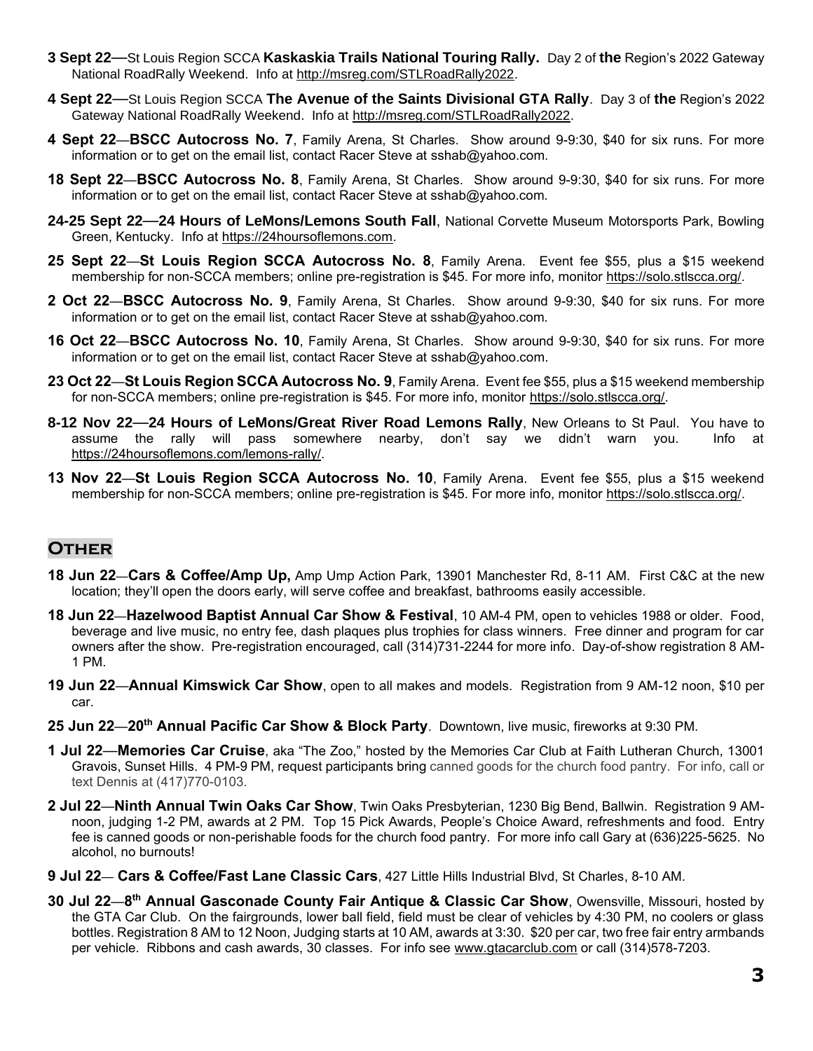**3 Sept 22—**St Louis Region SCCA **Kaskaskia Trails National Touring Rally.** Day 2 of **the** Region's 2022 Gateway National RoadRally Weekend. Info at http://msreg.com/STLRoadRally2022.

**4 Sept 22—**St Louis Region SCCA **The Avenue of the Saints Divisional GTA Rally**. Day 3 of **the** Region's 2022 Gateway National RoadRally Weekend. Info at http://msreg.com/STLRoadRally2022.

**4 Sept 22**—**BSCC Autocross No. 7**, Family Arena, St Charles. Show around 9-9:30, $40 for six runs. For more information or to get on the email list, contact Racer Steve at sshab@yahoo.com.

**18 Sept 22**—**BSCC Autocross No. 8**, Family Arena, St Charles. Show around 9-9:30, $40 for six runs. For more information or to get on the email list, contact Racer Steve at sshab@yahoo.com.

**24-25 Sept 22—24 Hours of LeMons/Lemons South Fall**, National Corvette Museum Motorsports Park, Bowling Green, Kentucky. Info at https://24hoursoflemons.com.

**25 Sept 22**—**St Louis Region SCCA Autocross No. 8**, Family Arena. Event fee $55, plus a $15 weekend membership for non-SCCA members; online pre-registration is $45. For more info, monitor https://solo.stlscca.org/.

**2 Oct 22**—**BSCC Autocross No. 9**, Family Arena, St Charles. Show around 9-9:30, $40 for six runs. For more information or to get on the email list, contact Racer Steve at sshab@yahoo.com.

**16 Oct 22**—**BSCC Autocross No. 10**, Family Arena, St Charles. Show around 9-9:30, $40 for six runs. For more information or to get on the email list, contact Racer Steve at sshab@yahoo.com.

**23 Oct 22**—**St Louis Region SCCA Autocross No. 9**, Family Arena. Event fee $55, plus a $15 weekend membership for non-SCCA members; online pre-registration is $45. For more info, monitor https://solo.stlscca.org/.

**8-12 Nov 22—24 Hours of LeMons/Great River Road Lemons Rally**, New Orleans to St Paul. You have to assume the rally will pass somewhere nearby, don't say we didn't warn you. Info at https://24hoursoflemons.com/lemons-rally/.

**13 Nov 22**—**St Louis Region SCCA Autocross No. 10**, Family Arena. Event fee $55, plus a $15 weekend membership for non-SCCA members; online pre-registration is $45. For more info, monitor https://solo.stlscca.org/.

## Other

**18 Jun 22**—**Cars & Coffee/Amp Up,** Amp Ump Action Park, 13901 Manchester Rd, 8-11 AM. First C&C at the new location; they'll open the doors early, will serve coffee and breakfast, bathrooms easily accessible.

**18 Jun 22**—**Hazelwood Baptist Annual Car Show & Festival**, 10 AM-4 PM, open to vehicles 1988 or older. Food, beverage and live music, no entry fee, dash plaques plus trophies for class winners. Free dinner and program for car owners after the show. Pre-registration encouraged, call (314)731-2244 for more info. Day-of-show registration 8 AM-1 PM.

**19 Jun 22**—**Annual Kimswick Car Show**, open to all makes and models. Registration from 9 AM-12 noon, $10 per car.

**25 Jun 22**—**20th Annual Pacific Car Show & Block Party**. Downtown, live music, fireworks at 9:30 PM.

**1 Jul 22**—**Memories Car Cruise**, aka "The Zoo," hosted by the Memories Car Club at Faith Lutheran Church, 13001 Gravois, Sunset Hills. 4 PM-9 PM, request participants bring canned goods for the church food pantry. For info, call or text Dennis at (417)770-0103.

**2 Jul 22**—**Ninth Annual Twin Oaks Car Show**, Twin Oaks Presbyterian, 1230 Big Bend, Ballwin. Registration 9 AM-noon, judging 1-2 PM, awards at 2 PM. Top 15 Pick Awards, People's Choice Award, refreshments and food. Entry fee is canned goods or non-perishable foods for the church food pantry. For more info call Gary at (636)225-5625. No alcohol, no burnouts!

**9 Jul 22**— **Cars & Coffee/Fast Lane Classic Cars**, 427 Little Hills Industrial Blvd, St Charles, 8-10 AM.

**30 Jul 22**—**8th Annual Gasconade County Fair Antique & Classic Car Show**, Owensville, Missouri, hosted by the GTA Car Club. On the fairgrounds, lower ball field, field must be clear of vehicles by 4:30 PM, no coolers or glass bottles. Registration 8 AM to 12 Noon, Judging starts at 10 AM, awards at 3:30. $20 per car, two free fair entry armbands per vehicle. Ribbons and cash awards, 30 classes. For info see www.gtacarclub.com or call (314)578-7203.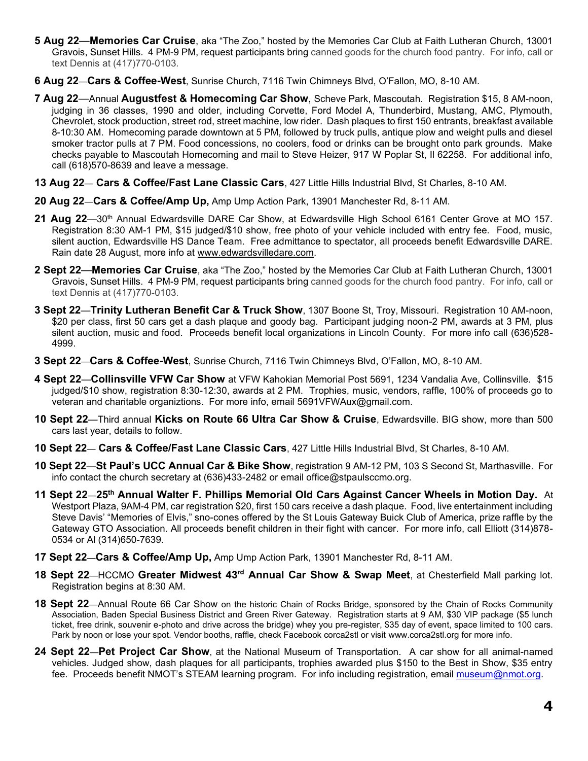**5 Aug 22**—**Memories Car Cruise**, aka "The Zoo," hosted by the Memories Car Club at Faith Lutheran Church, 13001 Gravois, Sunset Hills. 4 PM-9 PM, request participants bring canned goods for the church food pantry. For info, call or text Dennis at (417)770-0103.

**6 Aug 22**—**Cars & Coffee-West**, Sunrise Church, 7116 Twin Chimneys Blvd, O'Fallon, MO, 8-10 AM.

**7 Aug 22**—Annual **Augustfest & Homecoming Car Show**, Scheve Park, Mascoutah. Registration $15, 8 AM-noon, judging in 36 classes, 1990 and older, including Corvette, Ford Model A, Thunderbird, Mustang, AMC, Plymouth, Chevrolet, stock production, street rod, street machine, low rider. Dash plaques to first 150 entrants, breakfast available 8-10:30 AM. Homecoming parade downtown at 5 PM, followed by truck pulls, antique plow and weight pulls and diesel smoker tractor pulls at 7 PM. Food concessions, no coolers, food or drinks can be brought onto park grounds. Make checks payable to Mascoutah Homecoming and mail to Steve Heizer, 917 W Poplar St, Il 62258. For additional info, call (618)570-8639 and leave a message.

**13 Aug 22**— **Cars & Coffee/Fast Lane Classic Cars**, 427 Little Hills Industrial Blvd, St Charles, 8-10 AM.

**20 Aug 22**—**Cars & Coffee/Amp Up,** Amp Ump Action Park, 13901 Manchester Rd, 8-11 AM.

**21 Aug 22**—30th Annual Edwardsville DARE Car Show, at Edwardsville High School 6161 Center Grove at MO 157. Registration 8:30 AM-1 PM, $15 judged/$10 show, free photo of your vehicle included with entry fee. Food, music, silent auction, Edwardsville HS Dance Team. Free admittance to spectator, all proceeds benefit Edwardsville DARE. Rain date 28 August, more info at www.edwardsvilledare.com.

**2 Sept 22**—**Memories Car Cruise**, aka "The Zoo," hosted by the Memories Car Club at Faith Lutheran Church, 13001 Gravois, Sunset Hills. 4 PM-9 PM, request participants bring canned goods for the church food pantry. For info, call or text Dennis at (417)770-0103.

**3 Sept 22**—**Trinity Lutheran Benefit Car & Truck Show**, 1307 Boone St, Troy, Missouri. Registration 10 AM-noon, $20 per class, first 50 cars get a dash plaque and goody bag. Participant judging noon-2 PM, awards at 3 PM, plus silent auction, music and food. Proceeds benefit local organizations in Lincoln County. For more info call (636)528-4999.

**3 Sept 22**—**Cars & Coffee-West**, Sunrise Church, 7116 Twin Chimneys Blvd, O'Fallon, MO, 8-10 AM.

**4 Sept 22**—**Collinsville VFW Car Show** at VFW Kahokian Memorial Post 5691, 1234 Vandalia Ave, Collinsville. $15 judged/$10 show, registration 8:30-12:30, awards at 2 PM. Trophies, music, vendors, raffle, 100% of proceeds go to veteran and charitable organiztions. For more info, email 5691VFWAux@gmail.com.

**10 Sept 22**—Third annual **Kicks on Route 66 Ultra Car Show & Cruise**, Edwardsville. BIG show, more than 500 cars last year, details to follow.

**10 Sept 22**— **Cars & Coffee/Fast Lane Classic Cars**, 427 Little Hills Industrial Blvd, St Charles, 8-10 AM.

**10 Sept 22**—**St Paul's UCC Annual Car & Bike Show**, registration 9 AM-12 PM, 103 S Second St, Marthasville. For info contact the church secretary at (636)433-2482 or email office@stpaulsccmo.org.

**11 Sept 22**—**25th Annual Walter F. Phillips Memorial Old Cars Against Cancer Wheels in Motion Day.** At Westport Plaza, 9AM-4 PM, car registration $20, first 150 cars receive a dash plaque. Food, live entertainment including Steve Davis' "Memories of Elvis," sno-cones offered by the St Louis Gateway Buick Club of America, prize raffle by the Gateway GTO Association. All proceeds benefit children in their fight with cancer. For more info, call Elliott (314)878-0534 or Al (314)650-7639.

**17 Sept 22**—**Cars & Coffee/Amp Up,** Amp Ump Action Park, 13901 Manchester Rd, 8-11 AM.

**18 Sept 22**—HCCMO **Greater Midwest 43rd Annual Car Show & Swap Meet**, at Chesterfield Mall parking lot. Registration begins at 8:30 AM.

**18 Sept 22**—Annual Route 66 Car Show on the historic Chain of Rocks Bridge, sponsored by the Chain of Rocks Community Association, Baden Special Business District and Green River Gateway. Registration starts at 9 AM, $30 VIP package ($5 lunch ticket, free drink, souvenir e-photo and drive across the bridge) whey you pre-register, $35 day of event, space limited to 100 cars. Park by noon or lose your spot. Vendor booths, raffle, check Facebook corca2stl or visit www.corca2stl.org for more info.

**24 Sept 22**—**Pet Project Car Show**, at the National Museum of Transportation. A car show for all animal-named vehicles. Judged show, dash plaques for all participants, trophies awarded plus $150 to the Best in Show, $35 entry fee. Proceeds benefit NMOT's STEAM learning program. For info including registration, email museum@nmot.org.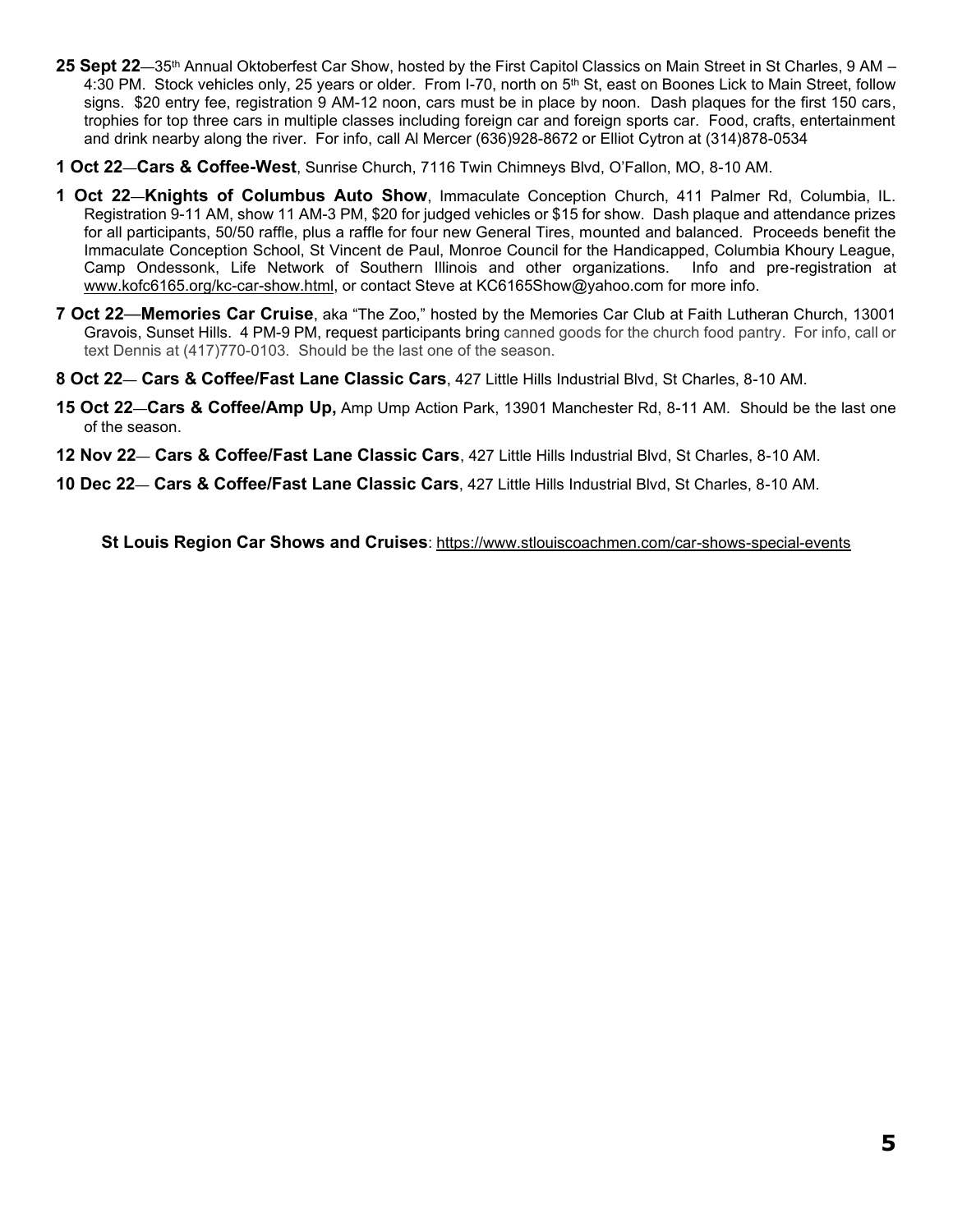**25 Sept 22**—35th Annual Oktoberfest Car Show, hosted by the First Capitol Classics on Main Street in St Charles, 9 AM – 4:30 PM. Stock vehicles only, 25 years or older. From I-70, north on 5th St, east on Boones Lick to Main Street, follow signs. $20 entry fee, registration 9 AM-12 noon, cars must be in place by noon. Dash plaques for the first 150 cars, trophies for top three cars in multiple classes including foreign car and foreign sports car. Food, crafts, entertainment and drink nearby along the river. For info, call Al Mercer (636)928-8672 or Elliot Cytron at (314)878-0534

**1 Oct 22**—**Cars & Coffee-West**, Sunrise Church, 7116 Twin Chimneys Blvd, O'Fallon, MO, 8-10 AM.

**1 Oct 22**—**Knights of Columbus Auto Show**, Immaculate Conception Church, 411 Palmer Rd, Columbia, IL. Registration 9-11 AM, show 11 AM-3 PM, $20 for judged vehicles or $15 for show. Dash plaque and attendance prizes for all participants, 50/50 raffle, plus a raffle for four new General Tires, mounted and balanced. Proceeds benefit the Immaculate Conception School, St Vincent de Paul, Monroe Council for the Handicapped, Columbia Khoury League, Camp Ondessonk, Life Network of Southern Illinois and other organizations. Info and pre-registration at www.kofc6165.org/kc-car-show.html, or contact Steve at KC6165Show@yahoo.com for more info.

**7 Oct 22**—**Memories Car Cruise**, aka "The Zoo," hosted by the Memories Car Club at Faith Lutheran Church, 13001 Gravois, Sunset Hills. 4 PM-9 PM, request participants bring canned goods for the church food pantry. For info, call or text Dennis at (417)770-0103. Should be the last one of the season.

**8 Oct 22**— **Cars & Coffee/Fast Lane Classic Cars**, 427 Little Hills Industrial Blvd, St Charles, 8-10 AM.

**15 Oct 22**—**Cars & Coffee/Amp Up,** Amp Ump Action Park, 13901 Manchester Rd, 8-11 AM. Should be the last one of the season.

**12 Nov 22**— **Cars & Coffee/Fast Lane Classic Cars**, 427 Little Hills Industrial Blvd, St Charles, 8-10 AM.

**10 Dec 22**— **Cars & Coffee/Fast Lane Classic Cars**, 427 Little Hills Industrial Blvd, St Charles, 8-10 AM.

**St Louis Region Car Shows and Cruises**: https://www.stlouiscoachmen.com/car-shows-special-events